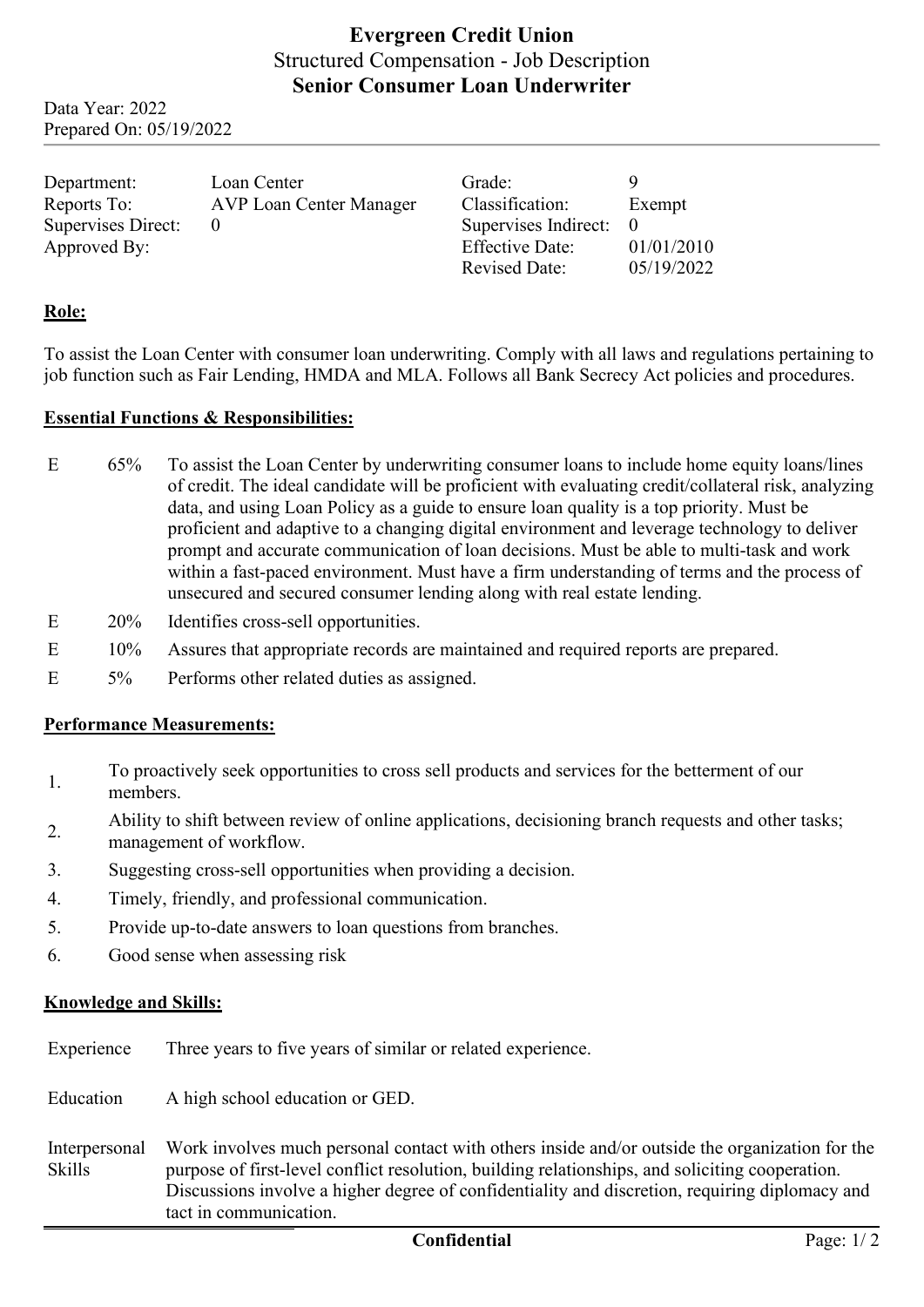# Evergreen Credit Union

Structured Compensation - Job Description

## Senior Consumer Loan Underwriter

Data Year: 2022
Prepared On: 05/19/2022

| | | | |
|---|---|---|---|
| Department: | Loan Center | Grade: | 9 |
| Reports To: | AVP Loan Center Manager | Classification: | Exempt |
| Supervises Direct: | 0 | Supervises Indirect: | 0 |
| Approved By: | | Effective Date: | 01/01/2010 |
| | | Revised Date: | 05/19/2022 |

**Role:**

To assist the Loan Center with consumer loan underwriting. Comply with all laws and regulations pertaining to job function such as Fair Lending, HMDA and MLA. Follows all Bank Secrecy Act policies and procedures.

**Essential Functions & Responsibilities:**

| | | |
|---|---|---|
| E | 65% | To assist the Loan Center by underwriting consumer loans to include home equity loans/lines of credit. The ideal candidate will be proficient with evaluating credit/collateral risk, analyzing data, and using Loan Policy as a guide to ensure loan quality is a top priority. Must be proficient and adaptive to a changing digital environment and leverage technology to deliver prompt and accurate communication of loan decisions. Must be able to multi-task and work within a fast-paced environment. Must have a firm understanding of terms and the process of unsecured and secured consumer lending along with real estate lending. |
| E | 20% | Identifies cross-sell opportunities. |
| E | 10% | Assures that appropriate records are maintained and required reports are prepared. |
| E | 5% | Performs other related duties as assigned. |

**Performance Measurements:**

1. To proactively seek opportunities to cross sell products and services for the betterment of our members.
2. Ability to shift between review of online applications, decisioning branch requests and other tasks; management of workflow.
3. Suggesting cross-sell opportunities when providing a decision.
4. Timely, friendly, and professional communication.
5. Provide up-to-date answers to loan questions from branches.
6. Good sense when assessing risk

**Knowledge and Skills:**

| | |
|---|---|
| Experience | Three years to five years of similar or related experience. |
| Education | A high school education or GED. |
| Interpersonal Skills | Work involves much personal contact with others inside and/or outside the organization for the purpose of first-level conflict resolution, building relationships, and soliciting cooperation. Discussions involve a higher degree of confidentiality and discretion, requiring diplomacy and tact in communication. |

Confidential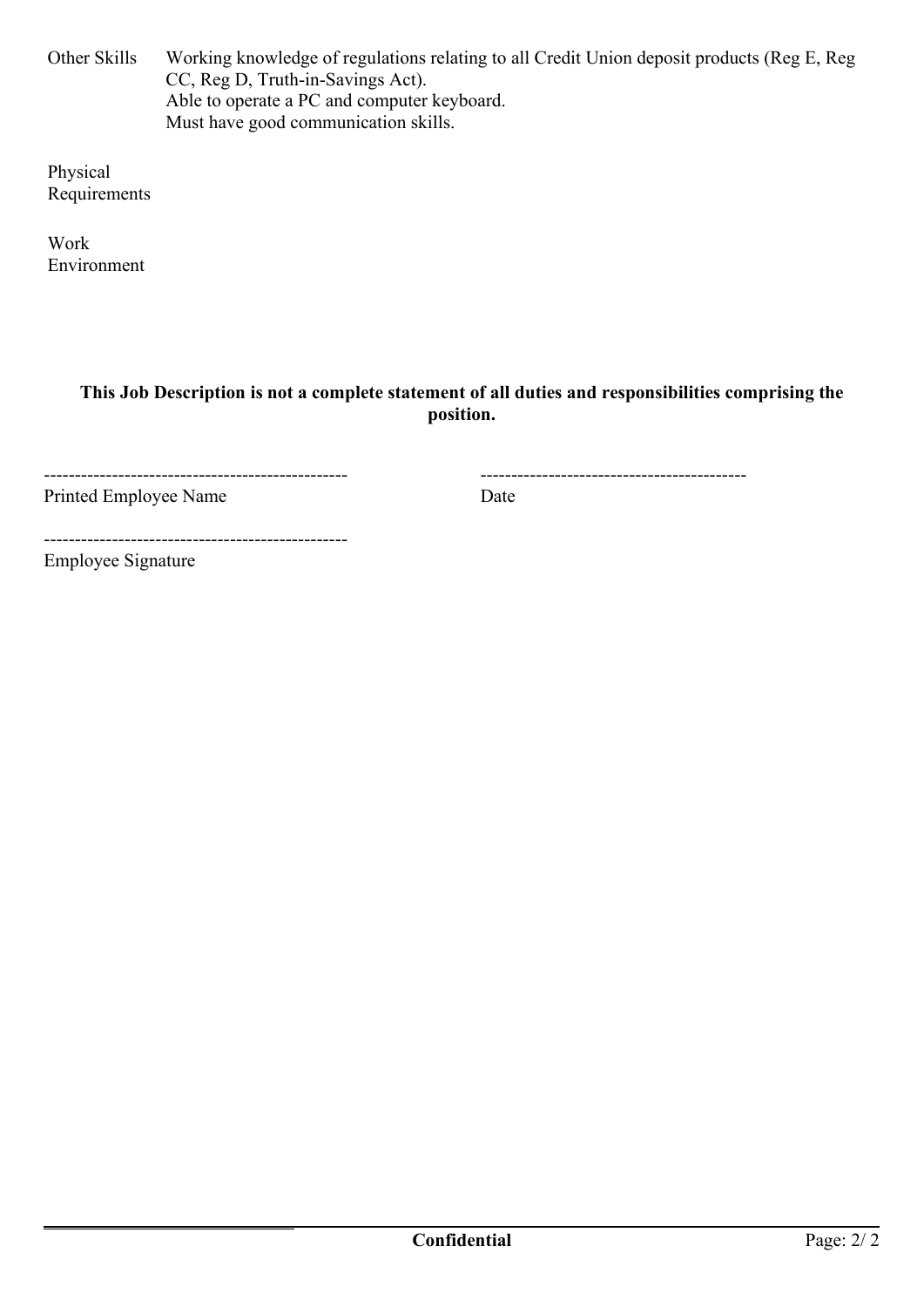| | |
|---|---|
| Other Skills | Working knowledge of regulations relating to all Credit Union deposit products (Reg E, Reg CC, Reg D, Truth-in-Savings Act).<br>Able to operate a PC and computer keyboard.<br>Must have good communication skills. |
| Physical Requirements | |
| Work Environment | |

**This Job Description is not a complete statement of all duties and responsibilities comprising the position.**

------------------------------------------------- &nbsp;&nbsp;&nbsp;&nbsp; -------------------------------------------
Printed Employee Name &nbsp;&nbsp;&nbsp;&nbsp; Date

-------------------------------------------------
Employee Signature

**Confidential**